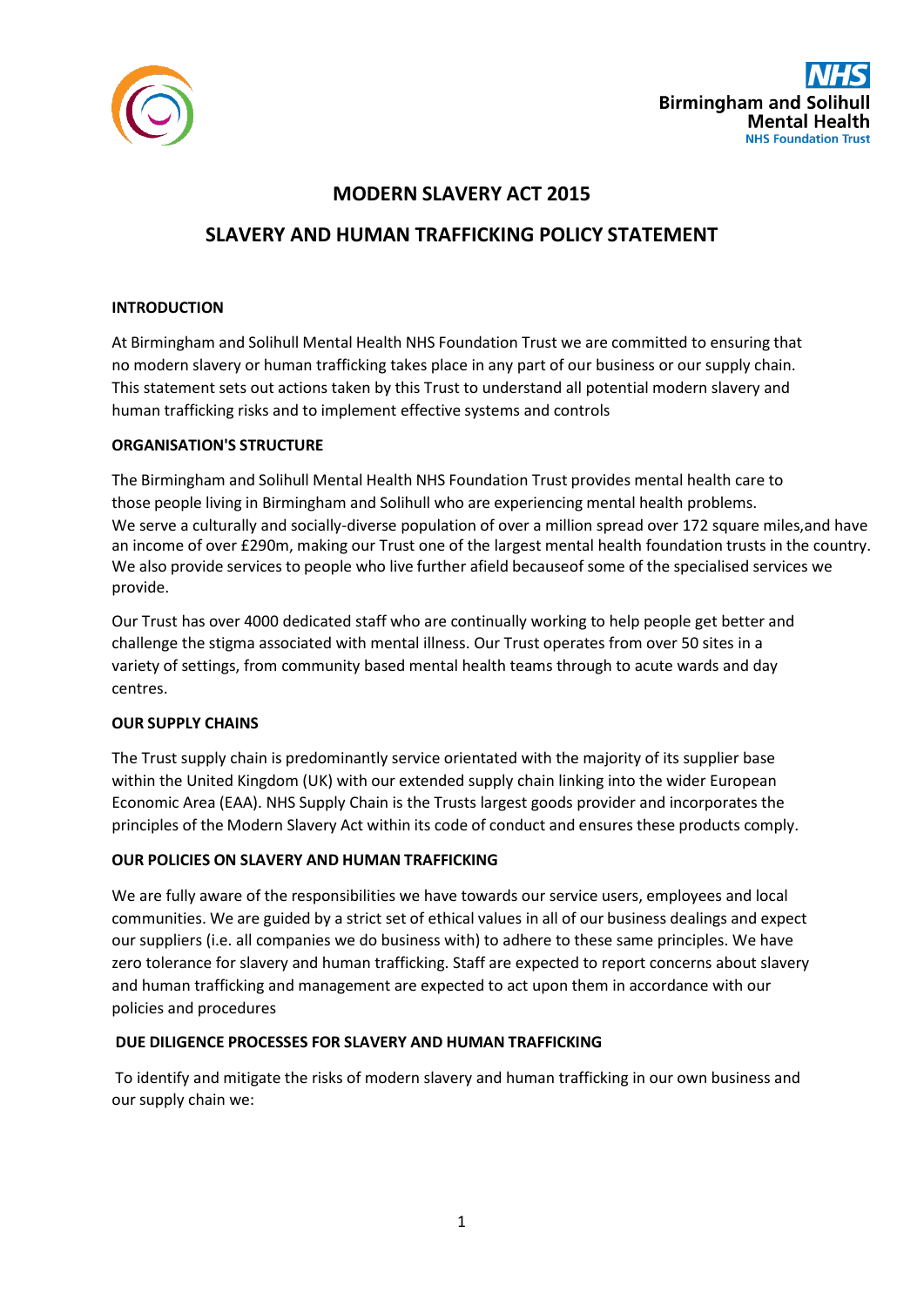# MODERN SLAVERY ACT 2015

## SLAVERY AND HUMAN TRAFFICKING POLICY STATEMENT

**INTRODUCTION**

At Birmingham and Solihull Mental Health NHS Foundation Trust we are committed to ensuring that no modern slavery or human trafficking takes place in any part of our business or our supply chain. This statement sets out actions taken by this Trust to understand all potential modern slavery and human trafficking risks and to implement effective systems and controls

**ORGANISATION'S STRUCTURE**

The Birmingham and Solihull Mental Health NHS Foundation Trust provides mental health care to those people living in Birmingham and Solihull who are experiencing mental health problems. We serve a culturally and socially-diverse population of over a million spread over 172 square miles,and have an income of over £290m, making our Trust one of the largest mental health foundation trusts in the country. We also provide services to people who live further afield becauseof some of the specialised services we provide.

Our Trust has over 4000 dedicated staff who are continually working to help people get better and challenge the stigma associated with mental illness. Our Trust operates from over 50 sites in a variety of settings, from community based mental health teams through to acute wards and day centres.

**OUR SUPPLY CHAINS**

The Trust supply chain is predominantly service orientated with the majority of its supplier base within the United Kingdom (UK) with our extended supply chain linking into the wider European Economic Area (EAA). NHS Supply Chain is the Trusts largest goods provider and incorporates the principles of the Modern Slavery Act within its code of conduct and ensures these products comply.

**OUR POLICIES ON SLAVERY AND HUMAN TRAFFICKING**

We are fully aware of the responsibilities we have towards our service users, employees and local communities. We are guided by a strict set of ethical values in all of our business dealings and expect our suppliers (i.e. all companies we do business with) to adhere to these same principles. We have zero tolerance for slavery and human trafficking. Staff are expected to report concerns about slavery and human trafficking and management are expected to act upon them in accordance with our policies and procedures

**DUE DILIGENCE PROCESSES FOR SLAVERY AND HUMAN TRAFFICKING**

To identify and mitigate the risks of modern slavery and human trafficking in our own business and our supply chain we: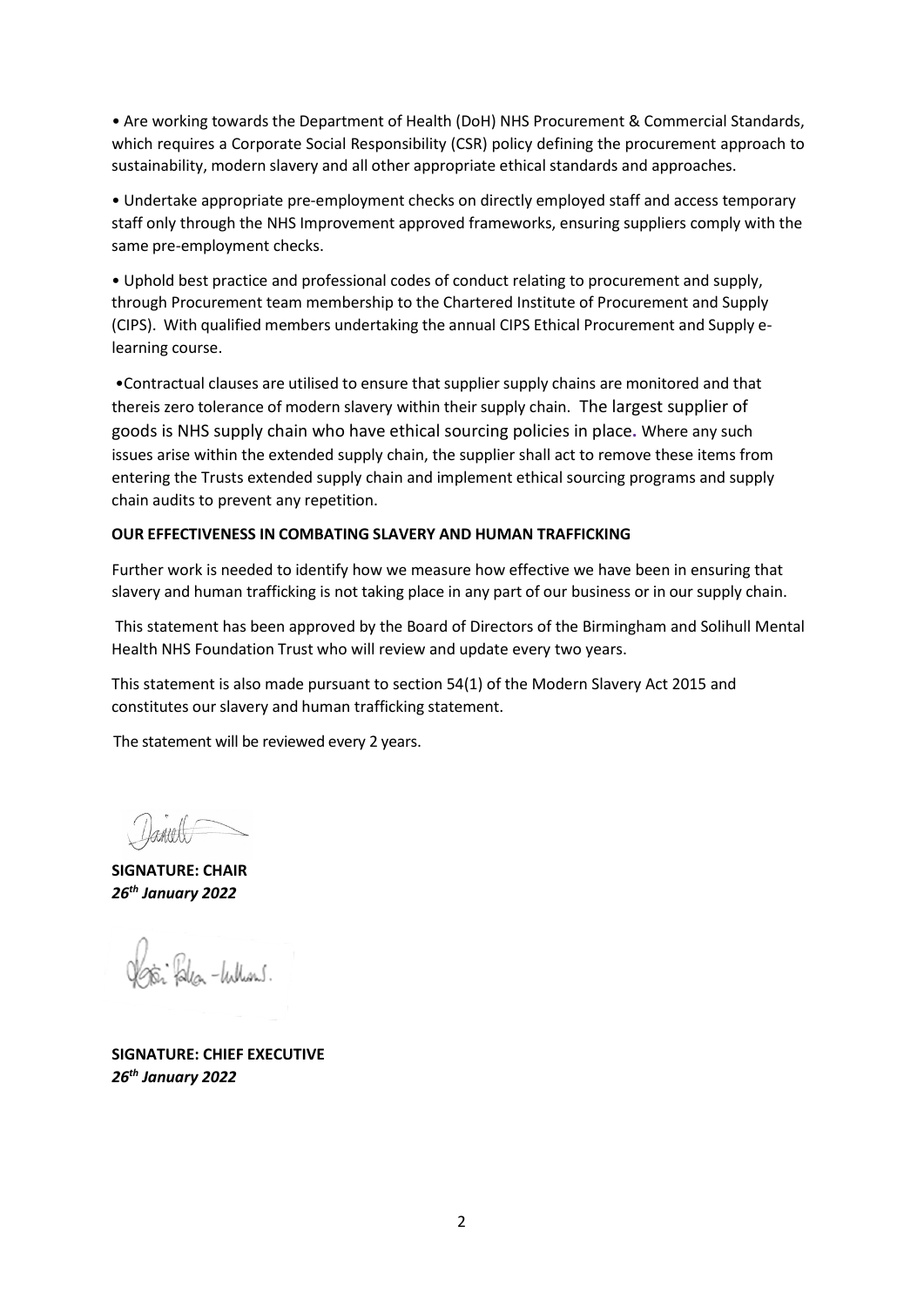- Are working towards the Department of Health (DoH) NHS Procurement & Commercial Standards, which requires a Corporate Social Responsibility (CSR) policy defining the procurement approach to sustainability, modern slavery and all other appropriate ethical standards and approaches.

- Undertake appropriate pre-employment checks on directly employed staff and access temporary staff only through the NHS Improvement approved frameworks, ensuring suppliers comply with the same pre-employment checks.

- Uphold best practice and professional codes of conduct relating to procurement and supply, through Procurement team membership to the Chartered Institute of Procurement and Supply (CIPS). With qualified members undertaking the annual CIPS Ethical Procurement and Supply e-learning course.

- Contractual clauses are utilised to ensure that supplier supply chains are monitored and that thereis zero tolerance of modern slavery within their supply chain. The largest supplier of goods is NHS supply chain who have ethical sourcing policies in place. Where any such issues arise within the extended supply chain, the supplier shall act to remove these items from entering the Trusts extended supply chain and implement ethical sourcing programs and supply chain audits to prevent any repetition.

**OUR EFFECTIVENESS IN COMBATING SLAVERY AND HUMAN TRAFFICKING**

Further work is needed to identify how we measure how effective we have been in ensuring that slavery and human trafficking is not taking place in any part of our business or in our supply chain.

This statement has been approved by the Board of Directors of the Birmingham and Solihull Mental Health NHS Foundation Trust who will review and update every two years.

This statement is also made pursuant to section 54(1) of the Modern Slavery Act 2015 and constitutes our slavery and human trafficking statement.

The statement will be reviewed every 2 years.

**SIGNATURE: CHAIR**
***26th January 2022***

**SIGNATURE: CHIEF EXECUTIVE**
***26th January 2022***